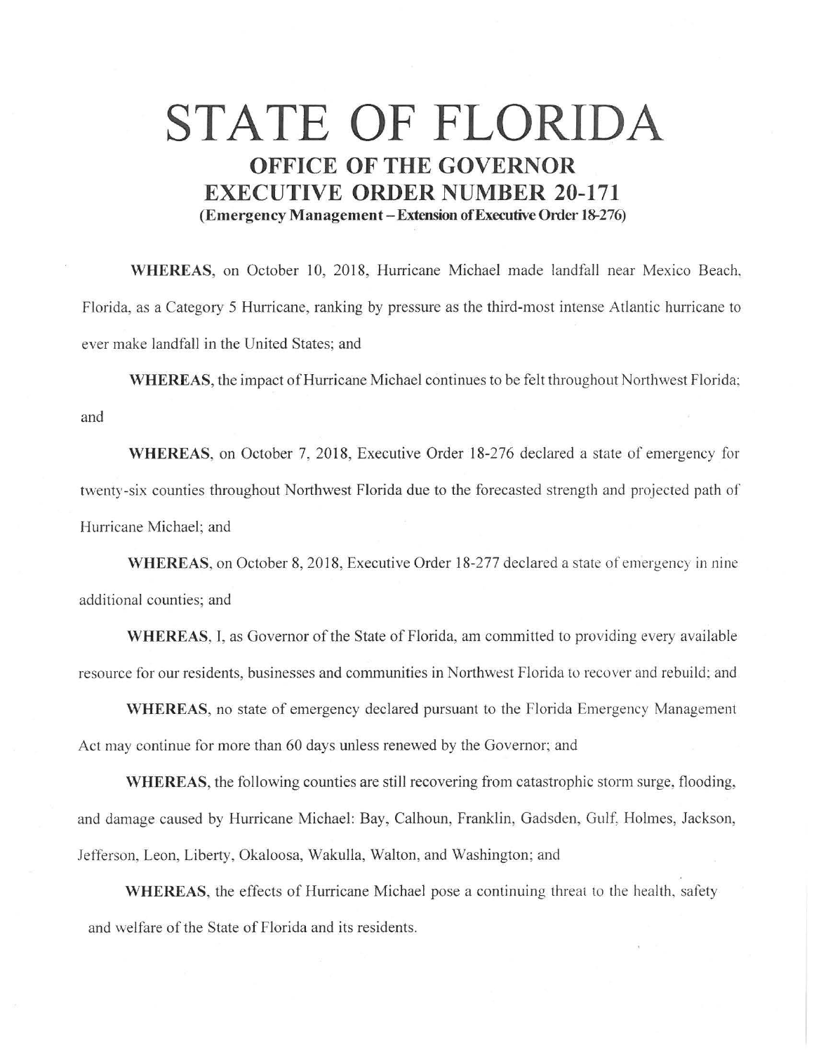# STATE OF FLORIDA

## OFFICE OF THE GOVERNOR
## EXECUTIVE ORDER NUMBER 20-171

**(Emergency Management – Extension of Executive Order 18-276)**

**WHEREAS**, on October 10, 2018, Hurricane Michael made landfall near Mexico Beach, Florida, as a Category 5 Hurricane, ranking by pressure as the third-most intense Atlantic hurricane to ever make landfall in the United States; and

**WHEREAS**, the impact of Hurricane Michael continues to be felt throughout Northwest Florida; and

**WHEREAS**, on October 7, 2018, Executive Order 18-276 declared a state of emergency for twenty-six counties throughout Northwest Florida due to the forecasted strength and projected path of Hurricane Michael; and

**WHEREAS**, on October 8, 2018, Executive Order 18-277 declared a state of emergency in nine additional counties; and

**WHEREAS**, I, as Governor of the State of Florida, am committed to providing every available resource for our residents, businesses and communities in Northwest Florida to recover and rebuild; and

**WHEREAS**, no state of emergency declared pursuant to the Florida Emergency Management Act may continue for more than 60 days unless renewed by the Governor; and

**WHEREAS**, the following counties are still recovering from catastrophic storm surge, flooding, and damage caused by Hurricane Michael: Bay, Calhoun, Franklin, Gadsden, Gulf, Holmes, Jackson, Jefferson, Leon, Liberty, Okaloosa, Wakulla, Walton, and Washington; and

**WHEREAS**, the effects of Hurricane Michael pose a continuing threat to the health, safety and welfare of the State of Florida and its residents.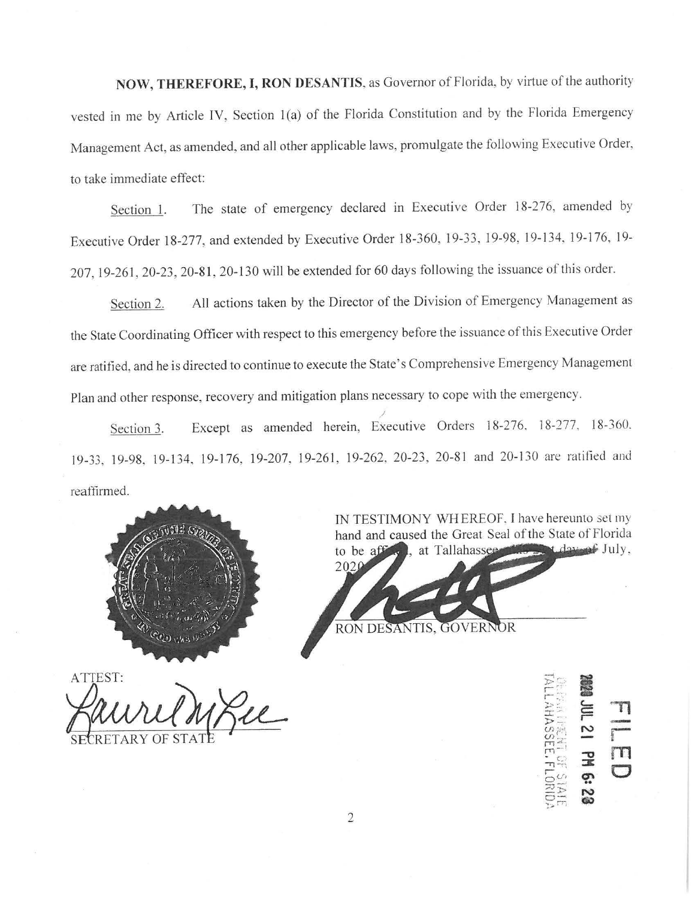**NOW, THEREFORE, I, RON DESANTIS**, as Governor of Florida, by virtue of the authority vested in me by Article IV, Section 1(a) of the Florida Constitution and by the Florida Emergency Management Act, as amended, and all other applicable laws, promulgate the following Executive Order, to take immediate effect:

Section 1. The state of emergency declared in Executive Order 18-276, amended by Executive Order 18-277, and extended by Executive Order 18-360, 19-33, 19-98, 19-134, 19-176, 19-207, 19-261, 20-23, 20-81, 20-130 will be extended for 60 days following the issuance of this order.

Section 2. All actions taken by the Director of the Division of Emergency Management as the State Coordinating Officer with respect to this emergency before the issuance of this Executive Order are ratified, and he is directed to continue to execute the State's Comprehensive Emergency Management Plan and other response, recovery and mitigation plans necessary to cope with the emergency.

Section 3. Except as amended herein, Executive Orders 18-276, 18-277, 18-360, 19-33, 19-98, 19-134, 19-176, 19-207, 19-261, 19-262, 20-23, 20-81 and 20-130 are ratified and reaffirmed.

IN TESTIMONY WHEREOF, I have hereunto set my hand and caused the Great Seal of the State of Florida to be affixed, at Tallahassee, this 21st day of July, 2020

RON DESANTIS, GOVERNOR

ATTEST:

SECRETARY OF STATE

FILED

2020 JUL 21 PM 6:28

DEPARTMENT OF STATE
TALLAHASSEE, FLORIDA